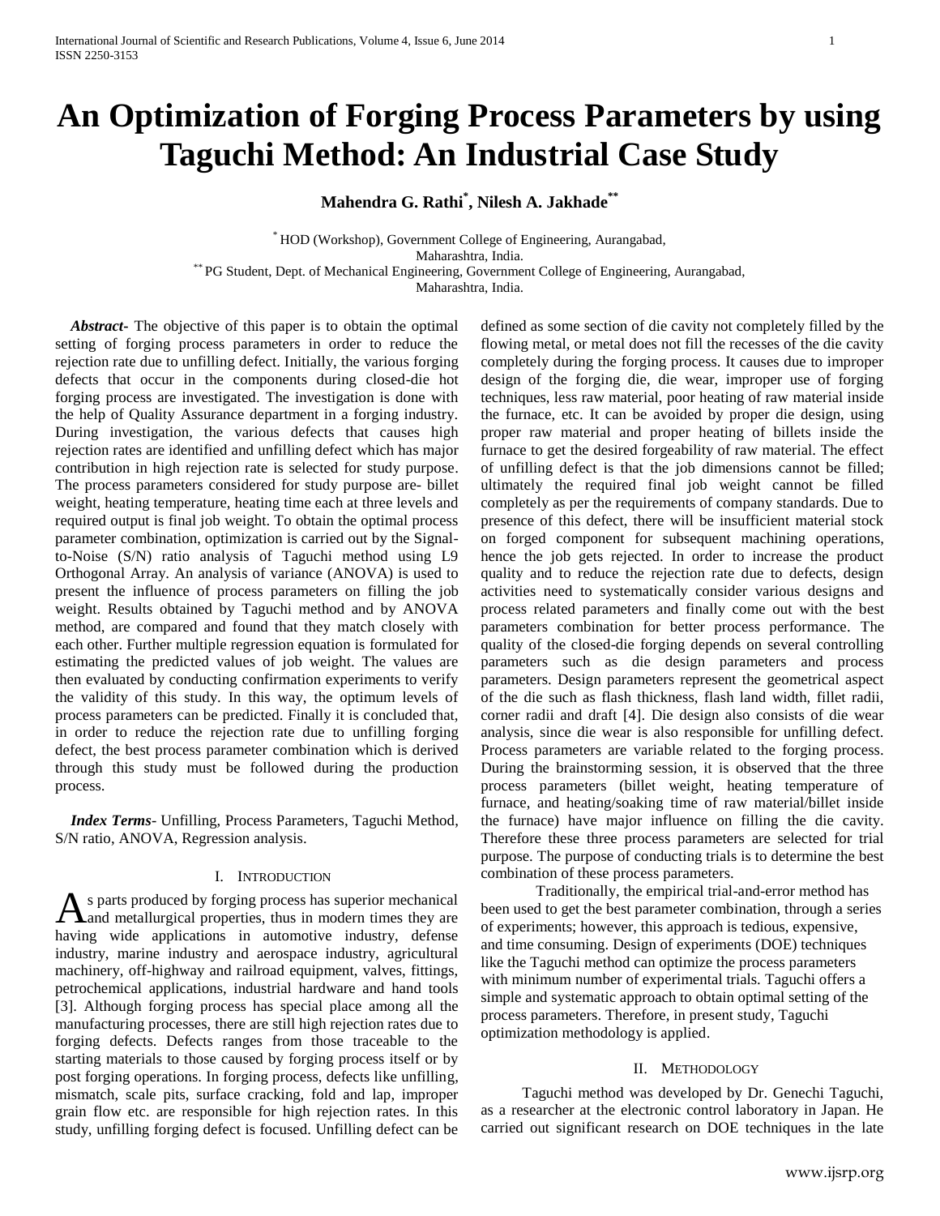# An Optimization of Forging Process Parameters by using Taguchi Method: An Industrial Case Study

**Mahendra G. Rathi[*], Nilesh A. Jakhade[**]**

[*] HOD (Workshop), Government College of Engineering, Aurangabad, Maharashtra, India.
[**] PG Student, Dept. of Mechanical Engineering, Government College of Engineering, Aurangabad, Maharashtra, India.

***Abstract*-** The objective of this paper is to obtain the optimal setting of forging process parameters in order to reduce the rejection rate due to unfilling defect. Initially, the various forging defects that occur in the components during closed-die hot forging process are investigated. The investigation is done with the help of Quality Assurance department in a forging industry. During investigation, the various defects that causes high rejection rates are identified and unfilling defect which has major contribution in high rejection rate is selected for study purpose. The process parameters considered for study purpose are- billet weight, heating temperature, heating time each at three levels and required output is final job weight. To obtain the optimal process parameter combination, optimization is carried out by the Signal-to-Noise (S/N) ratio analysis of Taguchi method using L9 Orthogonal Array. An analysis of variance (ANOVA) is used to present the influence of process parameters on filling the job weight. Results obtained by Taguchi method and by ANOVA method, are compared and found that they match closely with each other. Further multiple regression equation is formulated for estimating the predicted values of job weight. The values are then evaluated by conducting confirmation experiments to verify the validity of this study. In this way, the optimum levels of process parameters can be predicted. Finally it is concluded that, in order to reduce the rejection rate due to unfilling forging defect, the best process parameter combination which is derived through this study must be followed during the production process.

***Index Terms*-** Unfilling, Process Parameters, Taguchi Method, S/N ratio, ANOVA, Regression analysis.

## I. Introduction

As parts produced by forging process has superior mechanical and metallurgical properties, thus in modern times they are having wide applications in automotive industry, defense industry, marine industry and aerospace industry, agricultural machinery, off-highway and railroad equipment, valves, fittings, petrochemical applications, industrial hardware and hand tools [3]. Although forging process has special place among all the manufacturing processes, there are still high rejection rates due to forging defects. Defects ranges from those traceable to the starting materials to those caused by forging process itself or by post forging operations. In forging process, defects like unfilling, mismatch, scale pits, surface cracking, fold and lap, improper grain flow etc. are responsible for high rejection rates. In this study, unfilling forging defect is focused. Unfilling defect can be defined as some section of die cavity not completely filled by the flowing metal, or metal does not fill the recesses of the die cavity completely during the forging process. It causes due to improper design of the forging die, die wear, improper use of forging techniques, less raw material, poor heating of raw material inside the furnace, etc. It can be avoided by proper die design, using proper raw material and proper heating of billets inside the furnace to get the desired forgeability of raw material. The effect of unfilling defect is that the job dimensions cannot be filled; ultimately the required final job weight cannot be filled completely as per the requirements of company standards. Due to presence of this defect, there will be insufficient material stock on forged component for subsequent machining operations, hence the job gets rejected. In order to increase the product quality and to reduce the rejection rate due to defects, design activities need to systematically consider various designs and process related parameters and finally come out with the best parameters combination for better process performance. The quality of the closed-die forging depends on several controlling parameters such as die design parameters and process parameters. Design parameters represent the geometrical aspect of the die such as flash thickness, flash land width, fillet radii, corner radii and draft [4]. Die design also consists of die wear analysis, since die wear is also responsible for unfilling defect. Process parameters are variable related to the forging process. During the brainstorming session, it is observed that the three process parameters (billet weight, heating temperature of furnace, and heating/soaking time of raw material/billet inside the furnace) have major influence on filling the die cavity. Therefore these three process parameters are selected for trial purpose. The purpose of conducting trials is to determine the best combination of these process parameters.

Traditionally, the empirical trial-and-error method has been used to get the best parameter combination, through a series of experiments; however, this approach is tedious, expensive, and time consuming. Design of experiments (DOE) techniques like the Taguchi method can optimize the process parameters with minimum number of experimental trials. Taguchi offers a simple and systematic approach to obtain optimal setting of the process parameters. Therefore, in present study, Taguchi optimization methodology is applied.

## II. Methodology

Taguchi method was developed by Dr. Genechi Taguchi, as a researcher at the electronic control laboratory in Japan. He carried out significant research on DOE techniques in the late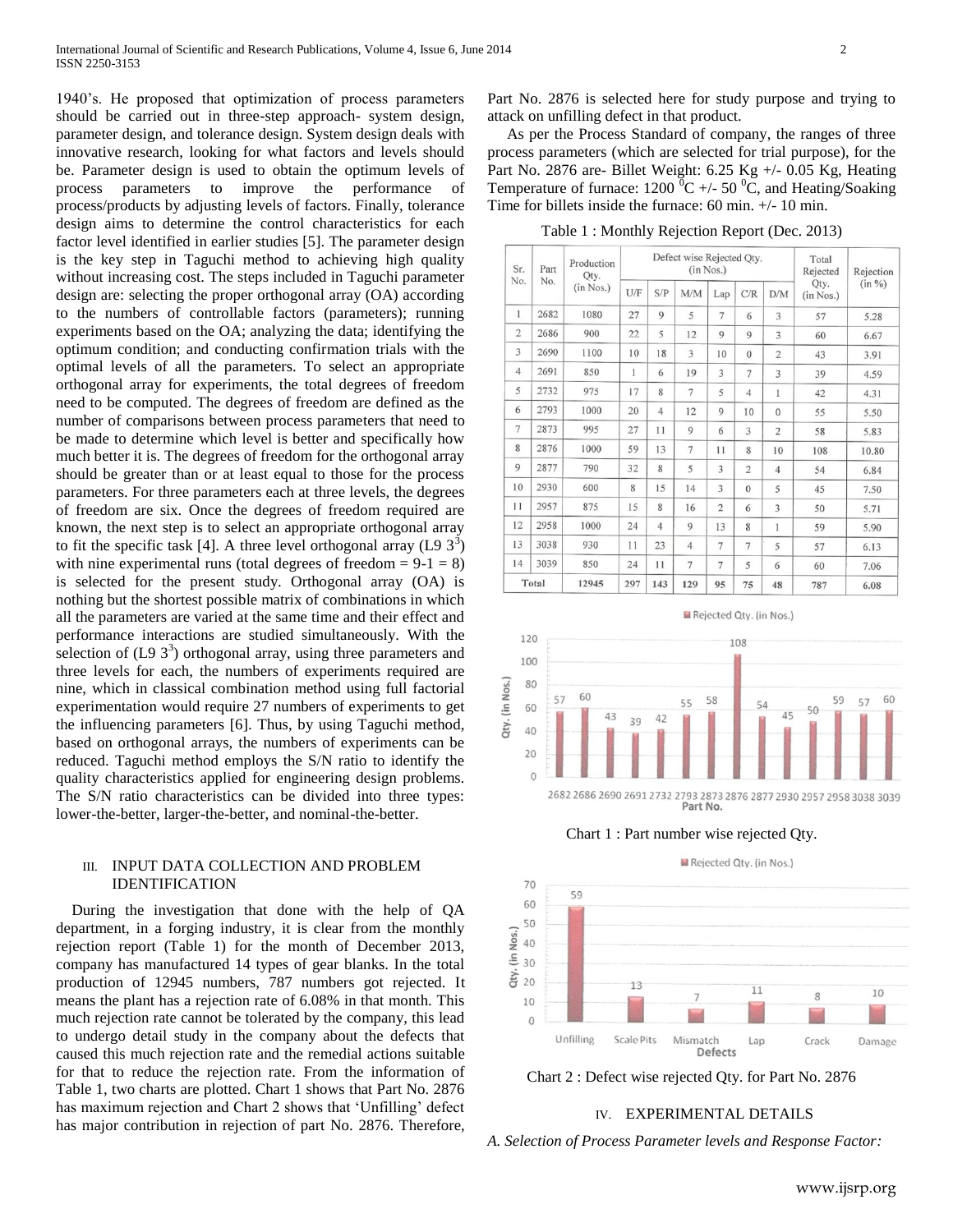1940's. He proposed that optimization of process parameters should be carried out in three-step approach- system design, parameter design, and tolerance design. System design deals with innovative research, looking for what factors and levels should be. Parameter design is used to obtain the optimum levels of process parameters to improve the performance of process/products by adjusting levels of factors. Finally, tolerance design aims to determine the control characteristics for each factor level identified in earlier studies [5]. The parameter design is the key step in Taguchi method to achieving high quality without increasing cost. The steps included in Taguchi parameter design are: selecting the proper orthogonal array (OA) according to the numbers of controllable factors (parameters); running experiments based on the OA; analyzing the data; identifying the optimum condition; and conducting confirmation trials with the optimal levels of all the parameters. To select an appropriate orthogonal array for experiments, the total degrees of freedom need to be computed. The degrees of freedom are defined as the number of comparisons between process parameters that need to be made to determine which level is better and specifically how much better it is. The degrees of freedom for the orthogonal array should be greater than or at least equal to those for the process parameters. For three parameters each at three levels, the degrees of freedom are six. Once the degrees of freedom required are known, the next step is to select an appropriate orthogonal array to fit the specific task [4]. A three level orthogonal array (L9 $3^3$) with nine experimental runs (total degrees of freedom = 9-1 = 8) is selected for the present study. Orthogonal array (OA) is nothing but the shortest possible matrix of combinations in which all the parameters are varied at the same time and their effect and performance interactions are studied simultaneously. With the selection of (L9 $3^3$) orthogonal array, using three parameters and three levels for each, the numbers of experiments required are nine, which in classical combination method using full factorial experimentation would require 27 numbers of experiments to get the influencing parameters [6]. Thus, by using Taguchi method, based on orthogonal arrays, the numbers of experiments can be reduced. Taguchi method employs the S/N ratio to identify the quality characteristics applied for engineering design problems. The S/N ratio characteristics can be divided into three types: lower-the-better, larger-the-better, and nominal-the-better.

## III. INPUT DATA COLLECTION AND PROBLEM IDENTIFICATION

During the investigation that done with the help of QA department, in a forging industry, it is clear from the monthly rejection report (Table 1) for the month of December 2013, company has manufactured 14 types of gear blanks. In the total production of 12945 numbers, 787 numbers got rejected. It means the plant has a rejection rate of 6.08% in that month. This much rejection rate cannot be tolerated by the company, this lead to undergo detail study in the company about the defects that caused this much rejection rate and the remedial actions suitable for that to reduce the rejection rate. From the information of Table 1, two charts are plotted. Chart 1 shows that Part No. 2876 has maximum rejection and Chart 2 shows that 'Unfilling' defect has major contribution in rejection of part No. 2876. Therefore, Part No. 2876 is selected here for study purpose and trying to attack on unfilling defect in that product.

As per the Process Standard of company, the ranges of three process parameters (which are selected for trial purpose), for the Part No. 2876 are- Billet Weight: 6.25 Kg +/- 0.05 Kg, Heating Temperature of furnace: 1200 $^0$C +/- 50 $^0$C, and Heating/Soaking Time for billets inside the furnace: 60 min. +/- 10 min.

Table 1 : Monthly Rejection Report (Dec. 2013)

| Sr. No. | Part No. | Production Qty. (in Nos.) | Defect wise Rejected Qty. (in Nos.) | | | | | | Total Rejected Qty. (in Nos.) | Rejection (in %) |
|---|---|---|---|---|---|---|---|---|---|---|
| | | | U/F | S/P | M/M | Lap | C/R | D/M | | |
| 1 | 2682 | 1080 | 27 | 9 | 5 | 7 | 6 | 3 | 57 | 5.28 |
| 2 | 2686 | 900 | 22 | 5 | 12 | 9 | 9 | 3 | 60 | 6.67 |
| 3 | 2690 | 1100 | 10 | 18 | 3 | 10 | 0 | 2 | 43 | 3.91 |
| 4 | 2691 | 850 | 1 | 6 | 19 | 3 | 7 | 3 | 39 | 4.59 |
| 5 | 2732 | 975 | 17 | 8 | 7 | 5 | 4 | 1 | 42 | 4.31 |
| 6 | 2793 | 1000 | 20 | 4 | 12 | 9 | 10 | 0 | 55 | 5.50 |
| 7 | 2873 | 995 | 27 | 11 | 9 | 6 | 3 | 2 | 58 | 5.83 |
| 8 | 2876 | 1000 | 59 | 13 | 7 | 11 | 8 | 10 | 108 | 10.80 |
| 9 | 2877 | 790 | 32 | 8 | 5 | 3 | 2 | 4 | 54 | 6.84 |
| 10 | 2930 | 600 | 8 | 15 | 14 | 3 | 0 | 5 | 45 | 7.50 |
| 11 | 2957 | 875 | 15 | 8 | 16 | 2 | 6 | 3 | 50 | 5.71 |
| 12 | 2958 | 1000 | 24 | 4 | 9 | 13 | 8 | 1 | 59 | 5.90 |
| 13 | 3038 | 930 | 11 | 23 | 4 | 7 | 7 | 5 | 57 | 6.13 |
| 14 | 3039 | 850 | 24 | 11 | 7 | 7 | 5 | 6 | 60 | 7.06 |
| Total | | 12945 | 297 | 143 | 129 | 95 | 75 | 48 | 787 | 6.08 |

Chart 1 : Part number wise rejected Qty.

Chart 2 : Defect wise rejected Qty. for Part No. 2876

## IV. EXPERIMENTAL DETAILS

*A. Selection of Process Parameter levels and Response Factor:*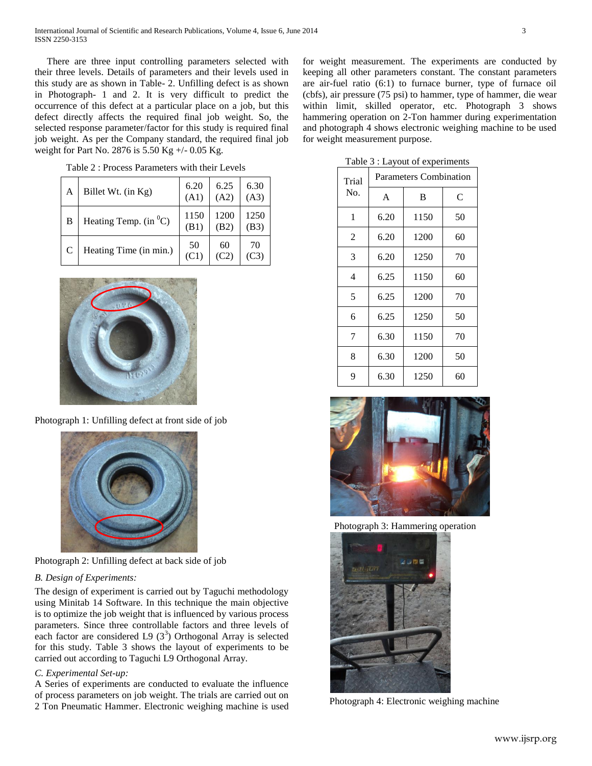There are three input controlling parameters selected with their three levels. Details of parameters and their levels used in this study are as shown in Table- 2. Unfilling defect is as shown in Photograph- 1 and 2. It is very difficult to predict the occurrence of this defect at a particular place on a job, but this defect directly affects the required final job weight. So, the selected response parameter/factor for this study is required final job weight. As per the Company standard, the required final job weight for Part No. 2876 is 5.50 Kg +/- 0.05 Kg.

Table 2 : Process Parameters with their Levels

| | | | | |
|---|---|---|---|---|
| A | Billet Wt. (in Kg) | 6.20 (A1) | 6.25 (A2) | 6.30 (A3) |
| B | Heating Temp. (in $^0$C) | 1150 (B1) | 1200 (B2) | 1250 (B3) |
| C | Heating Time (in min.) | 50 (C1) | 60 (C2) | 70 (C3) |

Photograph 1: Unfilling defect at front side of job

Photograph 2: Unfilling defect at back side of job

*B. Design of Experiments:*

The design of experiment is carried out by Taguchi methodology using Minitab 14 Software. In this technique the main objective is to optimize the job weight that is influenced by various process parameters. Since three controllable factors and three levels of each factor are considered L9 ($3^3$) Orthogonal Array is selected for this study. Table 3 shows the layout of experiments to be carried out according to Taguchi L9 Orthogonal Array.

*C. Experimental Set-up:*

A Series of experiments are conducted to evaluate the influence of process parameters on job weight. The trials are carried out on 2 Ton Pneumatic Hammer. Electronic weighing machine is used for weight measurement. The experiments are conducted by keeping all other parameters constant. The constant parameters are air-fuel ratio (6:1) to furnace burner, type of furnace oil (cbfs), air pressure (75 psi) to hammer, type of hammer, die wear within limit, skilled operator, etc. Photograph 3 shows hammering operation on 2-Ton hammer during experimentation and photograph 4 shows electronic weighing machine to be used for weight measurement purpose.

Table 3 : Layout of experiments

| Trial No. | Parameters Combination | | |
|---|---|---|---|
| | A | B | C |
| 1 | 6.20 | 1150 | 50 |
| 2 | 6.20 | 1200 | 60 |
| 3 | 6.20 | 1250 | 70 |
| 4 | 6.25 | 1150 | 60 |
| 5 | 6.25 | 1200 | 70 |
| 6 | 6.25 | 1250 | 50 |
| 7 | 6.30 | 1150 | 70 |
| 8 | 6.30 | 1200 | 50 |
| 9 | 6.30 | 1250 | 60 |

Photograph 3: Hammering operation

Photograph 4: Electronic weighing machine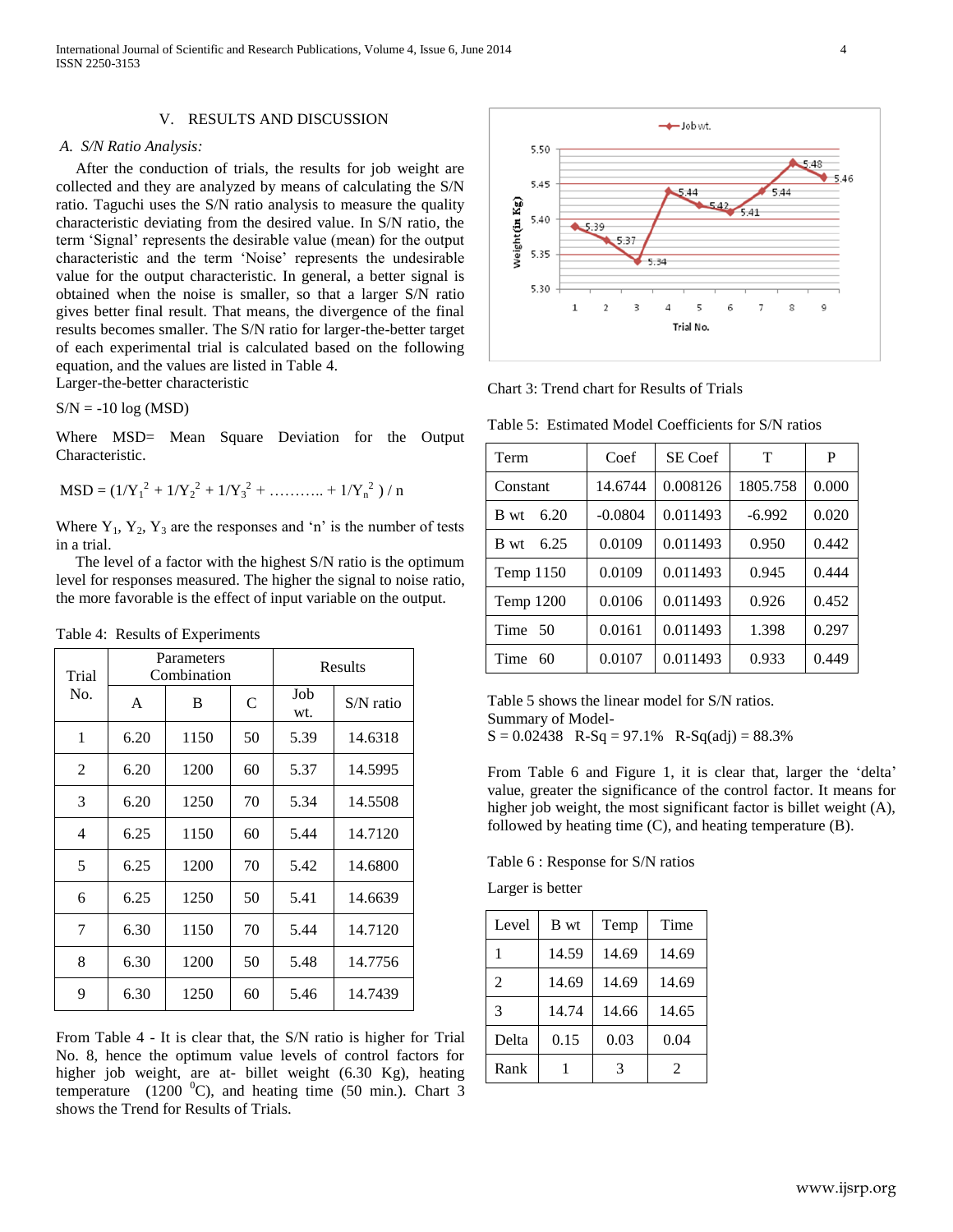## V. RESULTS AND DISCUSSION

### A. S/N Ratio Analysis:

After the conduction of trials, the results for job weight are collected and they are analyzed by means of calculating the S/N ratio. Taguchi uses the S/N ratio analysis to measure the quality characteristic deviating from the desired value. In S/N ratio, the term 'Signal' represents the desirable value (mean) for the output characteristic and the term 'Noise' represents the undesirable value for the output characteristic. In general, a better signal is obtained when the noise is smaller, so that a larger S/N ratio gives better final result. That means, the divergence of the final results becomes smaller. The S/N ratio for larger-the-better target of each experimental trial is calculated based on the following equation, and the values are listed in Table 4.

Larger-the-better characteristic

$$S/N = -10 \log (MSD)$$

Where MSD= Mean Square Deviation for the Output Characteristic.

$$MSD = (1/Y_1^2 + 1/Y_2^2 + 1/Y_3^2 + \ldots\ldots\ldots\ldots + 1/Y_n^2) / n$$

Where $Y_1$, $Y_2$, $Y_3$ are the responses and 'n' is the number of tests in a trial.

The level of a factor with the highest S/N ratio is the optimum level for responses measured. The higher the signal to noise ratio, the more favorable is the effect of input variable on the output.

Table 4: Results of Experiments

| Trial No. | Parameters Combination | | | Results | |
|---|---|---|---|---|---|
| | A | B | C | Job wt. | S/N ratio |
| 1 | 6.20 | 1150 | 50 | 5.39 | 14.6318 |
| 2 | 6.20 | 1200 | 60 | 5.37 | 14.5995 |
| 3 | 6.20 | 1250 | 70 | 5.34 | 14.5508 |
| 4 | 6.25 | 1150 | 60 | 5.44 | 14.7120 |
| 5 | 6.25 | 1200 | 70 | 5.42 | 14.6800 |
| 6 | 6.25 | 1250 | 50 | 5.41 | 14.6639 |
| 7 | 6.30 | 1150 | 70 | 5.44 | 14.7120 |
| 8 | 6.30 | 1200 | 50 | 5.48 | 14.7756 |
| 9 | 6.30 | 1250 | 60 | 5.46 | 14.7439 |

From Table 4 - It is clear that, the S/N ratio is higher for Trial No. 8, hence the optimum value levels of control factors for higher job weight, are at- billet weight (6.30 Kg), heating temperature (1200 $^0$C), and heating time (50 min.). Chart 3 shows the Trend for Results of Trials.

Chart 3: Trend chart for Results of Trials

Table 5: Estimated Model Coefficients for S/N ratios

| Term | Coef | SE Coef | T | P |
|---|---|---|---|---|
| Constant | 14.6744 | 0.008126 | 1805.758 | 0.000 |
| B wt 6.20 | -0.0804 | 0.011493 | -6.992 | 0.020 |
| B wt 6.25 | 0.0109 | 0.011493 | 0.950 | 0.442 |
| Temp 1150 | 0.0109 | 0.011493 | 0.945 | 0.444 |
| Temp 1200 | 0.0106 | 0.011493 | 0.926 | 0.452 |
| Time 50 | 0.0161 | 0.011493 | 1.398 | 0.297 |
| Time 60 | 0.0107 | 0.011493 | 0.933 | 0.449 |

Table 5 shows the linear model for S/N ratios.
Summary of Model-
S = 0.02438 R-Sq = 97.1% R-Sq(adj) = 88.3%

From Table 6 and Figure 1, it is clear that, larger the 'delta' value, greater the significance of the control factor. It means for higher job weight, the most significant factor is billet weight (A), followed by heating time (C), and heating temperature (B).

Table 6 : Response for S/N ratios

Larger is better

| Level | B wt | Temp | Time |
|---|---|---|---|
| 1 | 14.59 | 14.69 | 14.69 |
| 2 | 14.69 | 14.69 | 14.69 |
| 3 | 14.74 | 14.66 | 14.65 |
| Delta | 0.15 | 0.03 | 0.04 |
| Rank | 1 | 3 | 2 |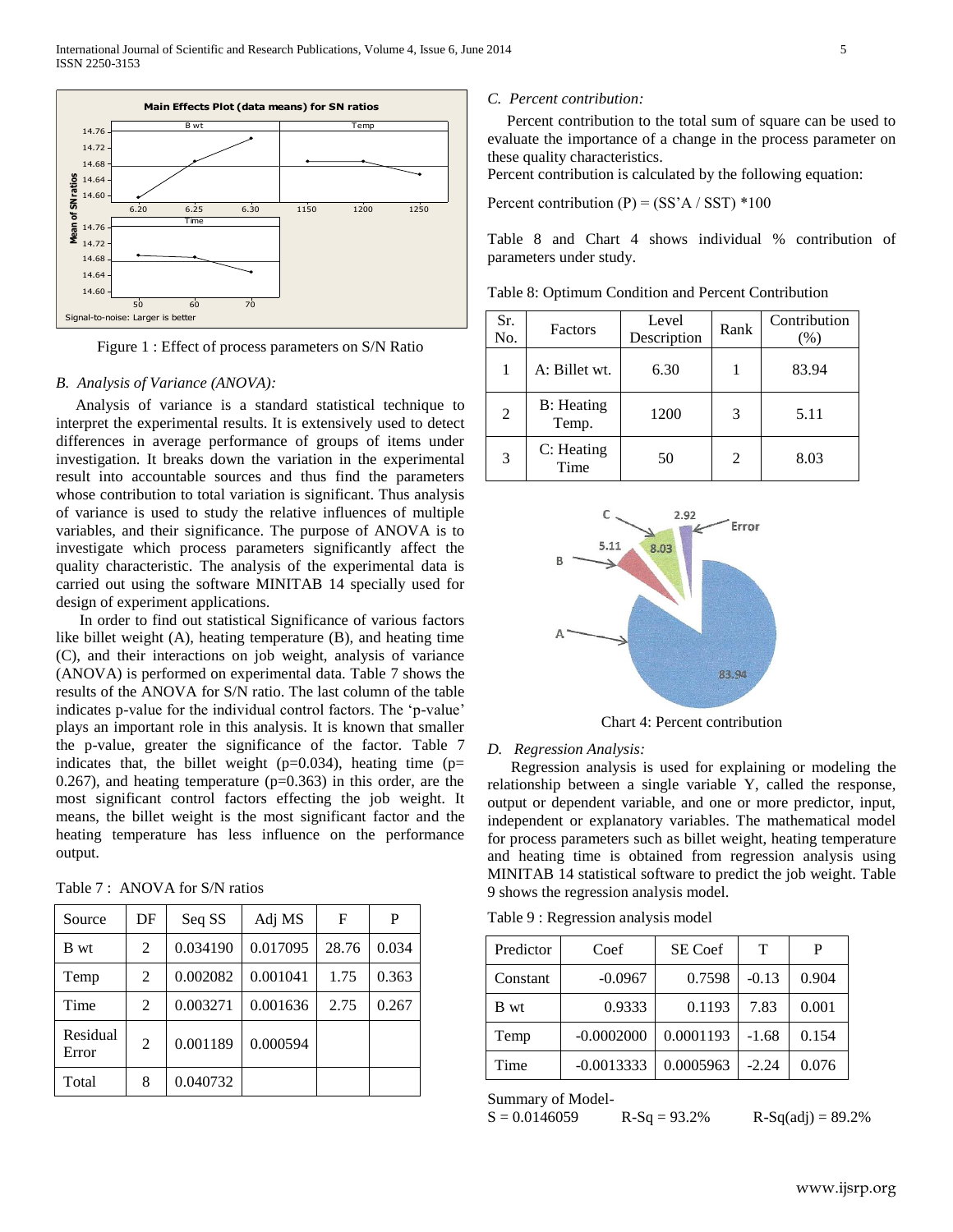Figure 1 : Effect of process parameters on S/N Ratio

## B. Analysis of Variance (ANOVA):

Analysis of variance is a standard statistical technique to interpret the experimental results. It is extensively used to detect differences in average performance of groups of items under investigation. It breaks down the variation in the experimental result into accountable sources and thus find the parameters whose contribution to total variation is significant. Thus analysis of variance is used to study the relative influences of multiple variables, and their significance. The purpose of ANOVA is to investigate which process parameters significantly affect the quality characteristic. The analysis of the experimental data is carried out using the software MINITAB 14 specially used for design of experiment applications.

In order to find out statistical Significance of various factors like billet weight (A), heating temperature (B), and heating time (C), and their interactions on job weight, analysis of variance (ANOVA) is performed on experimental data. Table 7 shows the results of the ANOVA for S/N ratio. The last column of the table indicates p-value for the individual control factors. The 'p-value' plays an important role in this analysis. It is known that smaller the p-value, greater the significance of the factor. Table 7 indicates that, the billet weight ($p=0.034$), heating time ($p=0.267$), and heating temperature ($p=0.363$) in this order, are the most significant control factors effecting the job weight. It means, the billet weight is the most significant factor and the heating temperature has less influence on the performance output.

Table 7 : ANOVA for S/N ratios

| Source | DF | Seq SS | Adj MS | F | P |
|---|---|---|---|---|---|
| B wt | 2 | 0.034190 | 0.017095 | 28.76 | 0.034 |
| Temp | 2 | 0.002082 | 0.001041 | 1.75 | 0.363 |
| Time | 2 | 0.003271 | 0.001636 | 2.75 | 0.267 |
| Residual Error | 2 | 0.001189 | 0.000594 | | |
| Total | 8 | 0.040732 | | | |

## C. Percent contribution:

Percent contribution to the total sum of square can be used to evaluate the importance of a change in the process parameter on these quality characteristics.

Percent contribution is calculated by the following equation:

Percent contribution (P) = (SS'A / SST) *100

Table 8 and Chart 4 shows individual % contribution of parameters under study.

Table 8: Optimum Condition and Percent Contribution

| Sr. No. | Factors | Level Description | Rank | Contribution (%) |
|---|---|---|---|---|
| 1 | A: Billet wt. | 6.30 | 1 | 83.94 |
| 2 | B: Heating Temp. | 1200 | 3 | 5.11 |
| 3 | C: Heating Time | 50 | 2 | 8.03 |

Chart 4: Percent contribution

## D. Regression Analysis:

Regression analysis is used for explaining or modeling the relationship between a single variable Y, called the response, output or dependent variable, and one or more predictor, input, independent or explanatory variables. The mathematical model for process parameters such as billet weight, heating temperature and heating time is obtained from regression analysis using MINITAB 14 statistical software to predict the job weight. Table 9 shows the regression analysis model.

Table 9 : Regression analysis model

| Predictor | Coef | SE Coef | T | P |
|---|---|---|---|---|
| Constant | -0.0967 | 0.7598 | -0.13 | 0.904 |
| B wt | 0.9333 | 0.1193 | 7.83 | 0.001 |
| Temp | -0.0002000 | 0.0001193 | -1.68 | 0.154 |
| Time | -0.0013333 | 0.0005963 | -2.24 | 0.076 |

Summary of Model-

S = 0.0146059 R-Sq = 93.2% R-Sq(adj) = 89.2%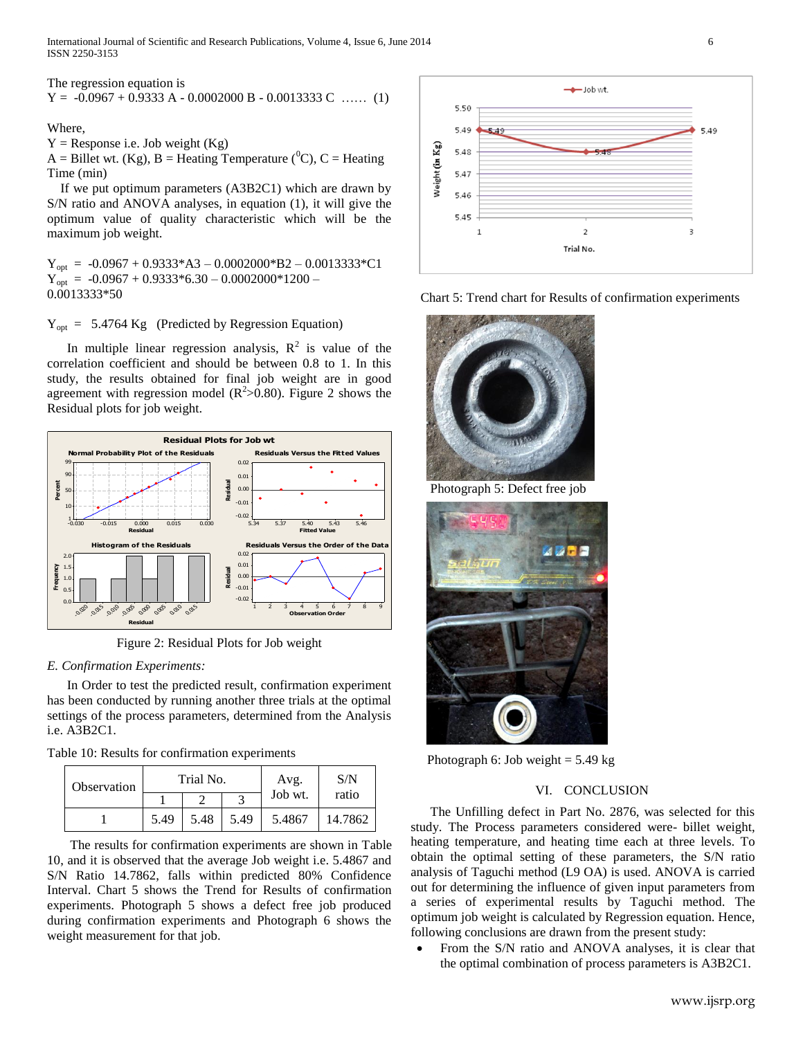The regression equation is

$$Y = -0.0967 + 0.9333\ A - 0.0002000\ B - 0.0013333\ C \quad \ldots\ldots \quad (1)$$

Where,

Y = Response i.e. Job weight (Kg)

A = Billet wt. (Kg), B = Heating Temperature ($^0$C), C = Heating Time (min)

If we put optimum parameters (A3B2C1) which are drawn by S/N ratio and ANOVA analyses, in equation (1), it will give the optimum value of quality characteristic which will be the maximum job weight.

$Y_{opt} = -0.0967 + 0.9333*A3 - 0.0002000*B2 - 0.0013333*C1$

$Y_{opt} = -0.0967 + 0.9333*6.30 - 0.0002000*1200 - 0.0013333*50$

$Y_{opt} = 5.4764$ Kg (Predicted by Regression Equation)

In multiple linear regression analysis, $R^2$ is value of the correlation coefficient and should be between 0.8 to 1. In this study, the results obtained for final job weight are in good agreement with regression model ($R^2$>0.80). Figure 2 shows the Residual plots for job weight.

Figure 2: Residual Plots for Job weight

*E. Confirmation Experiments:*

In Order to test the predicted result, confirmation experiment has been conducted by running another three trials at the optimal settings of the process parameters, determined from the Analysis i.e. A3B2C1.

Table 10: Results for confirmation experiments

| Observation | Trial No. | | | Avg. Job wt. | S/N ratio |
|---|---|---|---|---|---|
| | 1 | 2 | 3 | | |
| 1 | 5.49 | 5.48 | 5.49 | 5.4867 | 14.7862 |

The results for confirmation experiments are shown in Table 10, and it is observed that the average Job weight i.e. 5.4867 and S/N Ratio 14.7862, falls within predicted 80% Confidence Interval. Chart 5 shows the Trend for Results of confirmation experiments. Photograph 5 shows a defect free job produced during confirmation experiments and Photograph 6 shows the weight measurement for that job.

Chart 5: Trend chart for Results of confirmation experiments

Photograph 5: Defect free job

Photograph 6: Job weight = 5.49 kg

## VI. CONCLUSION

The Unfilling defect in Part No. 2876, was selected for this study. The Process parameters considered were- billet weight, heating temperature, and heating time each at three levels. To obtain the optimal setting of these parameters, the S/N ratio analysis of Taguchi method (L9 OA) is used. ANOVA is carried out for determining the influence of given input parameters from a series of experimental results by Taguchi method. The optimum job weight is calculated by Regression equation. Hence, following conclusions are drawn from the present study:

- From the S/N ratio and ANOVA analyses, it is clear that the optimal combination of process parameters is A3B2C1.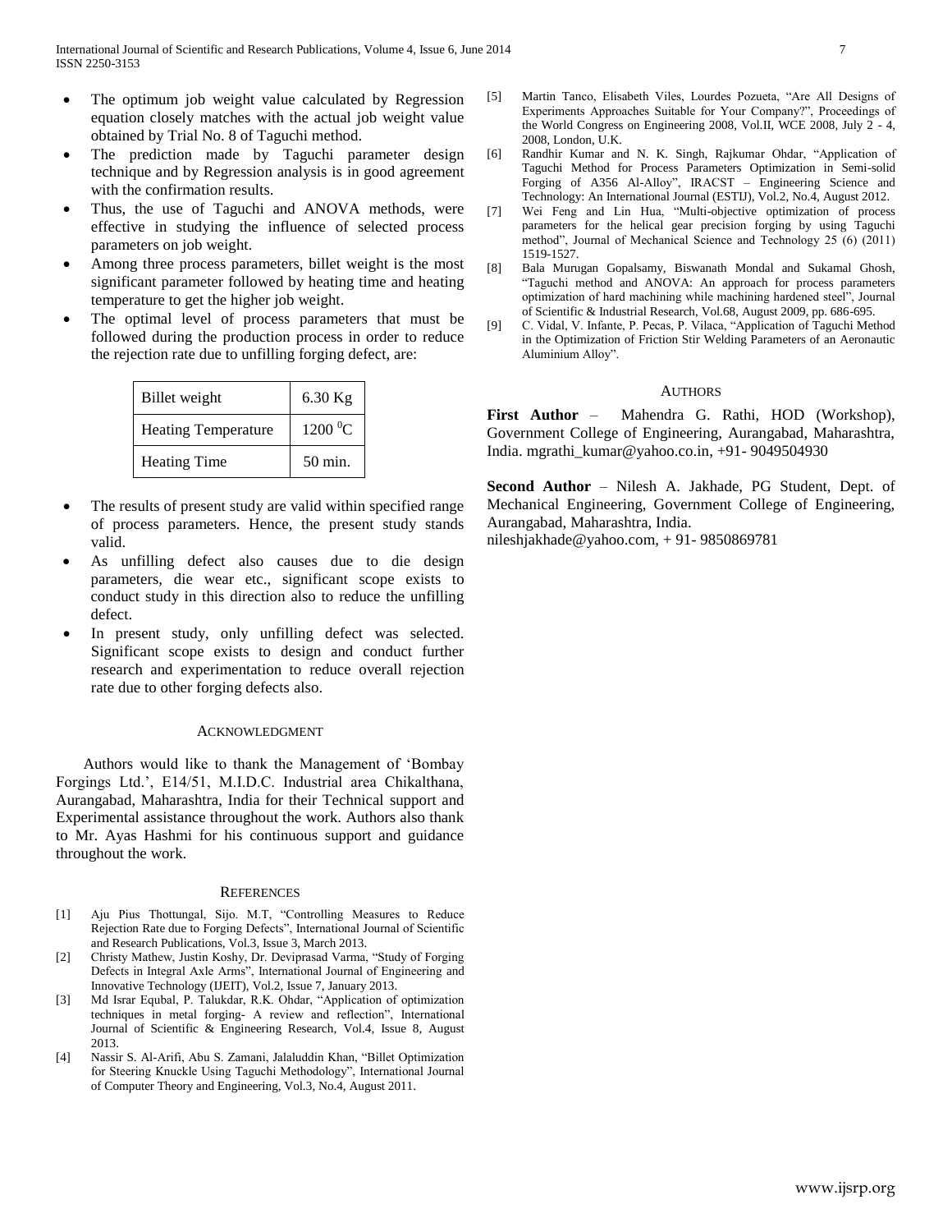- The optimum job weight value calculated by Regression equation closely matches with the actual job weight value obtained by Trial No. 8 of Taguchi method.
- The prediction made by Taguchi parameter design technique and by Regression analysis is in good agreement with the confirmation results.
- Thus, the use of Taguchi and ANOVA methods, were effective in studying the influence of selected process parameters on job weight.
- Among three process parameters, billet weight is the most significant parameter followed by heating time and heating temperature to get the higher job weight.
- The optimal level of process parameters that must be followed during the production process in order to reduce the rejection rate due to unfilling forging defect, are:

| | |
|---|---|
| Billet weight | 6.30 Kg |
| Heating Temperature | 1200 $^0$C |
| Heating Time | 50 min. |

- The results of present study are valid within specified range of process parameters. Hence, the present study stands valid.
- As unfilling defect also causes due to die design parameters, die wear etc., significant scope exists to conduct study in this direction also to reduce the unfilling defect.
- In present study, only unfilling defect was selected. Significant scope exists to design and conduct further research and experimentation to reduce overall rejection rate due to other forging defects also.

## ACKNOWLEDGMENT

Authors would like to thank the Management of 'Bombay Forgings Ltd.', E14/51, M.I.D.C. Industrial area Chikalthana, Aurangabad, Maharashtra, India for their Technical support and Experimental assistance throughout the work. Authors also thank to Mr. Ayas Hashmi for his continuous support and guidance throughout the work.

## REFERENCES

[1] Aju Pius Thottungal, Sijo. M.T, "Controlling Measures to Reduce Rejection Rate due to Forging Defects", International Journal of Scientific and Research Publications, Vol.3, Issue 3, March 2013.

[2] Christy Mathew, Justin Koshy, Dr. Deviprasad Varma, "Study of Forging Defects in Integral Axle Arms", International Journal of Engineering and Innovative Technology (IJEIT), Vol.2, Issue 7, January 2013.

[3] Md Israr Equbal, P. Talukdar, R.K. Ohdar, "Application of optimization techniques in metal forging- A review and reflection", International Journal of Scientific & Engineering Research, Vol.4, Issue 8, August 2013.

[4] Nassir S. Al-Arifi, Abu S. Zamani, Jalaluddin Khan, "Billet Optimization for Steering Knuckle Using Taguchi Methodology", International Journal of Computer Theory and Engineering, Vol.3, No.4, August 2011.

[5] Martin Tanco, Elisabeth Viles, Lourdes Pozueta, "Are All Designs of Experiments Approaches Suitable for Your Company?", Proceedings of the World Congress on Engineering 2008, Vol.II, WCE 2008, July 2 - 4, 2008, London, U.K.

[6] Randhir Kumar and N. K. Singh, Rajkumar Ohdar, "Application of Taguchi Method for Process Parameters Optimization in Semi-solid Forging of A356 Al-Alloy", IRACST – Engineering Science and Technology: An International Journal (ESTIJ), Vol.2, No.4, August 2012.

[7] Wei Feng and Lin Hua, "Multi-objective optimization of process parameters for the helical gear precision forging by using Taguchi method", Journal of Mechanical Science and Technology 25 (6) (2011) 1519-1527.

[8] Bala Murugan Gopalsamy, Biswanath Mondal and Sukamal Ghosh, "Taguchi method and ANOVA: An approach for process parameters optimization of hard machining while machining hardened steel", Journal of Scientific & Industrial Research, Vol.68, August 2009, pp. 686-695.

[9] C. Vidal, V. Infante, P. Pecas, P. Vilaca, "Application of Taguchi Method in the Optimization of Friction Stir Welding Parameters of an Aeronautic Aluminium Alloy".

## AUTHORS

**First Author** – Mahendra G. Rathi, HOD (Workshop), Government College of Engineering, Aurangabad, Maharashtra, India. mgrathi_kumar@yahoo.co.in, +91- 9049504930

**Second Author** – Nilesh A. Jakhade, PG Student, Dept. of Mechanical Engineering, Government College of Engineering, Aurangabad, Maharashtra, India.
nileshjakhade@yahoo.com, + 91- 9850869781